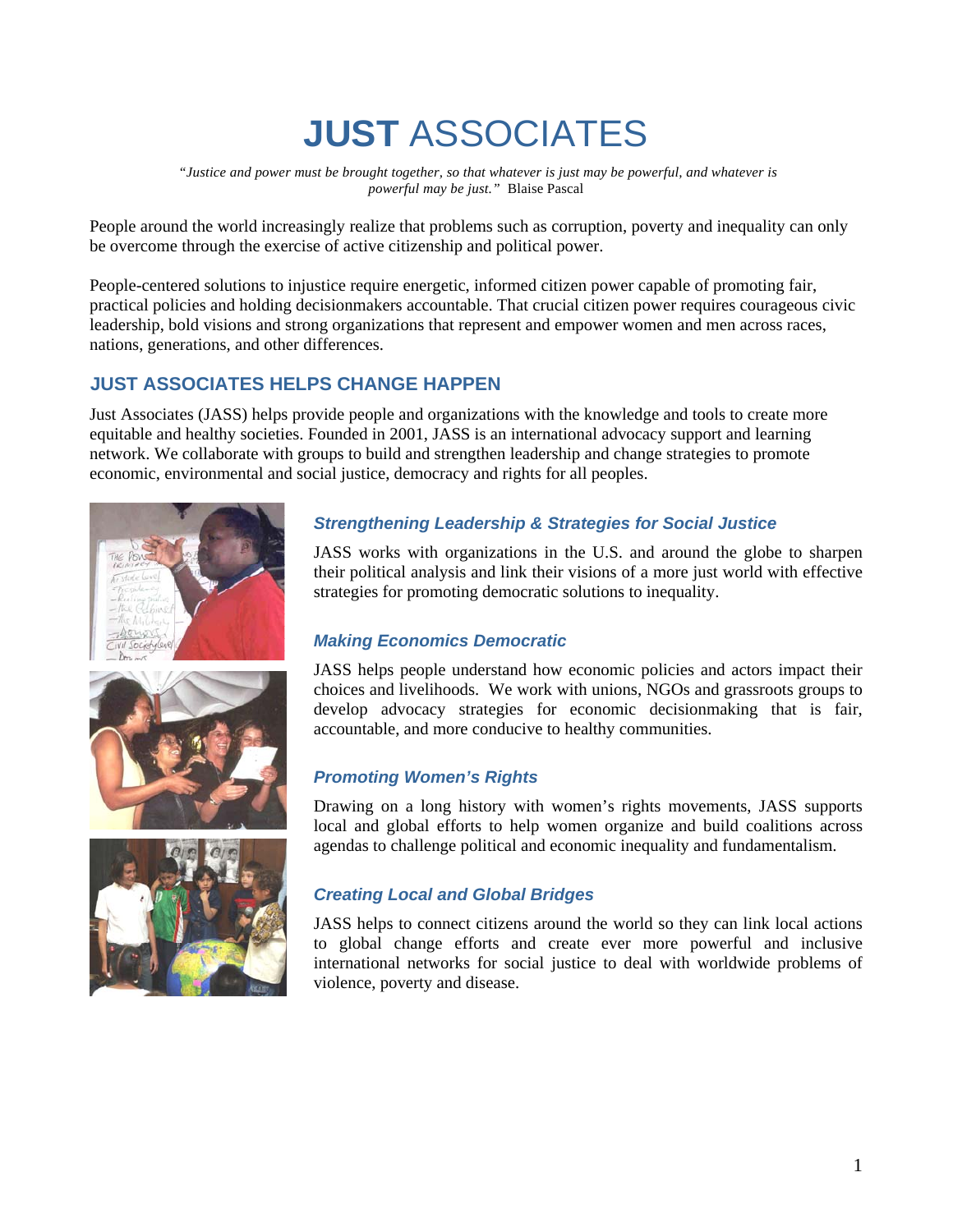# **JUST** ASSOCIATES

*"Justice and power must be brought together, so that whatever is just may be powerful, and whatever is powerful may be just."* Blaise Pascal

People around the world increasingly realize that problems such as corruption, poverty and inequality can only be overcome through the exercise of active citizenship and political power.

People-centered solutions to injustice require energetic, informed citizen power capable of promoting fair, practical policies and holding decisionmakers accountable. That crucial citizen power requires courageous civic leadership, bold visions and strong organizations that represent and empower women and men across races, nations, generations, and other differences.

## JUST ASSOCIATES HELPS CHANGE HAPPEN

Just Associates (JASS) helps provide people and organizations with the knowledge and tools to create more equitable and healthy societies. Founded in 2001, JASS is an international advocacy support and learning network. We collaborate with groups to build and strengthen leadership and change strategies to promote economic, environmental and social justice, democracy and rights for all peoples.

### *Strengthening Leadership & Strategies for Social Justice*

JASS works with organizations in the U.S. and around the globe to sharpen their political analysis and link their visions of a more just world with effective strategies for promoting democratic solutions to inequality.

### *Making Economics Democratic*

JASS helps people understand how economic policies and actors impact their choices and livelihoods. We work with unions, NGOs and grassroots groups to develop advocacy strategies for economic decisionmaking that is fair, accountable, and more conducive to healthy communities.

### *Promoting Women's Rights*

Drawing on a long history with women's rights movements, JASS supports local and global efforts to help women organize and build coalitions across agendas to challenge political and economic inequality and fundamentalism.

### *Creating Local and Global Bridges*

JASS helps to connect citizens around the world so they can link local actions to global change efforts and create ever more powerful and inclusive international networks for social justice to deal with worldwide problems of violence, poverty and disease.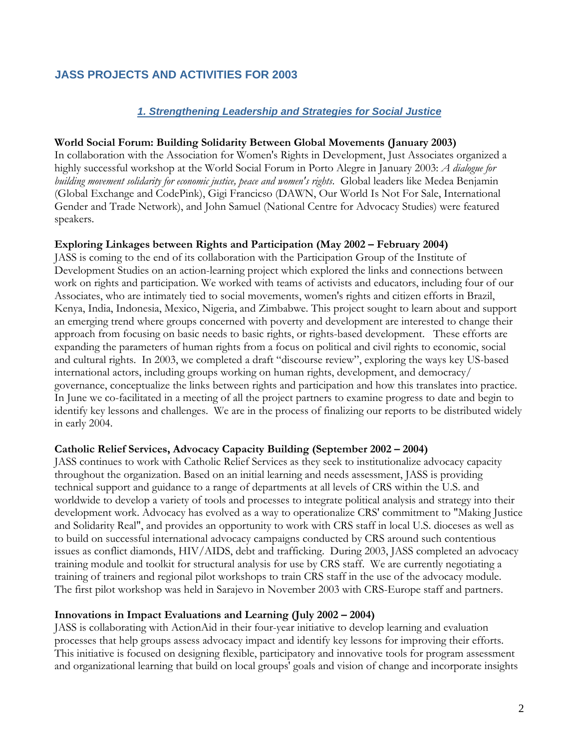## JASS PROJECTS AND ACTIVITIES FOR 2003

### *1. Strengthening Leadership and Strategies for Social Justice*

**World Social Forum: Building Solidarity Between Global Movements (January 2003)**
In collaboration with the Association for Women's Rights in Development, Just Associates organized a highly successful workshop at the World Social Forum in Porto Alegre in January 2003: *A dialogue for building movement solidarity for economic justice, peace and women's rights*. Global leaders like Medea Benjamin (Global Exchange and CodePink), Gigi Francicso (DAWN, Our World Is Not For Sale, International Gender and Trade Network), and John Samuel (National Centre for Advocacy Studies) were featured speakers.

**Exploring Linkages between Rights and Participation (May 2002 – February 2004)**
JASS is coming to the end of its collaboration with the Participation Group of the Institute of Development Studies on an action-learning project which explored the links and connections between work on rights and participation. We worked with teams of activists and educators, including four of our Associates, who are intimately tied to social movements, women's rights and citizen efforts in Brazil, Kenya, India, Indonesia, Mexico, Nigeria, and Zimbabwe. This project sought to learn about and support an emerging trend where groups concerned with poverty and development are interested to change their approach from focusing on basic needs to basic rights, or rights-based development. These efforts are expanding the parameters of human rights from a focus on political and civil rights to economic, social and cultural rights. In 2003, we completed a draft "discourse review", exploring the ways key US-based international actors, including groups working on human rights, development, and democracy/ governance, conceptualize the links between rights and participation and how this translates into practice. In June we co-facilitated in a meeting of all the project partners to examine progress to date and begin to identify key lessons and challenges. We are in the process of finalizing our reports to be distributed widely in early 2004.

**Catholic Relief Services, Advocacy Capacity Building (September 2002 – 2004)**
JASS continues to work with Catholic Relief Services as they seek to institutionalize advocacy capacity throughout the organization. Based on an initial learning and needs assessment, JASS is providing technical support and guidance to a range of departments at all levels of CRS within the U.S. and worldwide to develop a variety of tools and processes to integrate political analysis and strategy into their development work. Advocacy has evolved as a way to operationalize CRS' commitment to "Making Justice and Solidarity Real", and provides an opportunity to work with CRS staff in local U.S. dioceses as well as to build on successful international advocacy campaigns conducted by CRS around such contentious issues as conflict diamonds, HIV/AIDS, debt and trafficking. During 2003, JASS completed an advocacy training module and toolkit for structural analysis for use by CRS staff. We are currently negotiating a training of trainers and regional pilot workshops to train CRS staff in the use of the advocacy module. The first pilot workshop was held in Sarajevo in November 2003 with CRS-Europe staff and partners.

**Innovations in Impact Evaluations and Learning (July 2002 – 2004)**
JASS is collaborating with ActionAid in their four-year initiative to develop learning and evaluation processes that help groups assess advocacy impact and identify key lessons for improving their efforts. This initiative is focused on designing flexible, participatory and innovative tools for program assessment and organizational learning that build on local groups' goals and vision of change and incorporate insights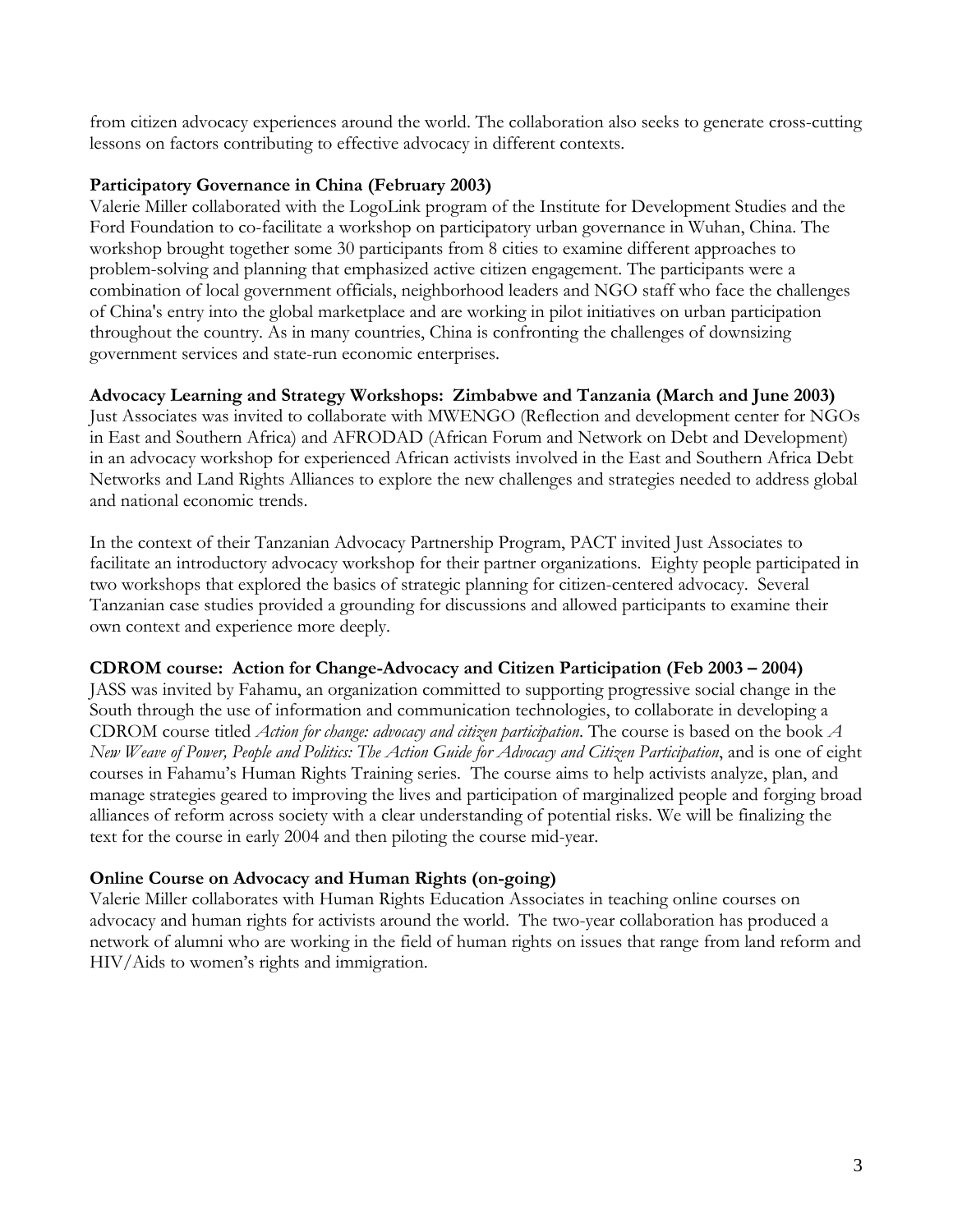from citizen advocacy experiences around the world. The collaboration also seeks to generate cross-cutting lessons on factors contributing to effective advocacy in different contexts.

**Participatory Governance in China (February 2003)**

Valerie Miller collaborated with the LogoLink program of the Institute for Development Studies and the Ford Foundation to co-facilitate a workshop on participatory urban governance in Wuhan, China. The workshop brought together some 30 participants from 8 cities to examine different approaches to problem-solving and planning that emphasized active citizen engagement. The participants were a combination of local government officials, neighborhood leaders and NGO staff who face the challenges of China's entry into the global marketplace and are working in pilot initiatives on urban participation throughout the country. As in many countries, China is confronting the challenges of downsizing government services and state-run economic enterprises.

**Advocacy Learning and Strategy Workshops: Zimbabwe and Tanzania (March and June 2003)**

Just Associates was invited to collaborate with MWENGO (Reflection and development center for NGOs in East and Southern Africa) and AFRODAD (African Forum and Network on Debt and Development) in an advocacy workshop for experienced African activists involved in the East and Southern Africa Debt Networks and Land Rights Alliances to explore the new challenges and strategies needed to address global and national economic trends.

In the context of their Tanzanian Advocacy Partnership Program, PACT invited Just Associates to facilitate an introductory advocacy workshop for their partner organizations. Eighty people participated in two workshops that explored the basics of strategic planning for citizen-centered advocacy. Several Tanzanian case studies provided a grounding for discussions and allowed participants to examine their own context and experience more deeply.

**CDROM course: Action for Change-Advocacy and Citizen Participation (Feb 2003 – 2004)**

JASS was invited by Fahamu, an organization committed to supporting progressive social change in the South through the use of information and communication technologies, to collaborate in developing a CDROM course titled *Action for change: advocacy and citizen participation*. The course is based on the book *A New Weave of Power, People and Politics: The Action Guide for Advocacy and Citizen Participation*, and is one of eight courses in Fahamu's Human Rights Training series. The course aims to help activists analyze, plan, and manage strategies geared to improving the lives and participation of marginalized people and forging broad alliances of reform across society with a clear understanding of potential risks. We will be finalizing the text for the course in early 2004 and then piloting the course mid-year.

**Online Course on Advocacy and Human Rights (on-going)**

Valerie Miller collaborates with Human Rights Education Associates in teaching online courses on advocacy and human rights for activists around the world. The two-year collaboration has produced a network of alumni who are working in the field of human rights on issues that range from land reform and HIV/Aids to women's rights and immigration.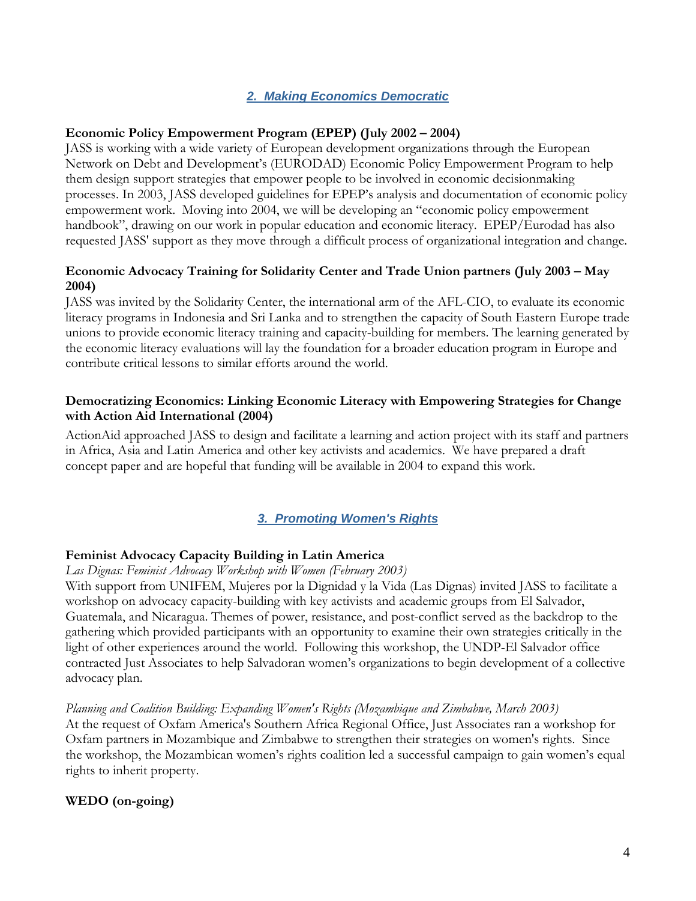## *2. Making Economics Democratic*

**Economic Policy Empowerment Program (EPEP) (July 2002 – 2004)**

JASS is working with a wide variety of European development organizations through the European Network on Debt and Development's (EURODAD) Economic Policy Empowerment Program to help them design support strategies that empower people to be involved in economic decisionmaking processes. In 2003, JASS developed guidelines for EPEP's analysis and documentation of economic policy empowerment work. Moving into 2004, we will be developing an "economic policy empowerment handbook", drawing on our work in popular education and economic literacy. EPEP/Eurodad has also requested JASS' support as they move through a difficult process of organizational integration and change.

**Economic Advocacy Training for Solidarity Center and Trade Union partners (July 2003 – May 2004)**

JASS was invited by the Solidarity Center, the international arm of the AFL-CIO, to evaluate its economic literacy programs in Indonesia and Sri Lanka and to strengthen the capacity of South Eastern Europe trade unions to provide economic literacy training and capacity-building for members. The learning generated by the economic literacy evaluations will lay the foundation for a broader education program in Europe and contribute critical lessons to similar efforts around the world.

**Democratizing Economics: Linking Economic Literacy with Empowering Strategies for Change with Action Aid International (2004)**

ActionAid approached JASS to design and facilitate a learning and action project with its staff and partners in Africa, Asia and Latin America and other key activists and academics. We have prepared a draft concept paper and are hopeful that funding will be available in 2004 to expand this work.

## *3. Promoting Women's Rights*

**Feminist Advocacy Capacity Building in Latin America**

*Las Dignas: Feminist Advocacy Workshop with Women (February 2003)*

With support from UNIFEM, Mujeres por la Dignidad y la Vida (Las Dignas) invited JASS to facilitate a workshop on advocacy capacity-building with key activists and academic groups from El Salvador, Guatemala, and Nicaragua. Themes of power, resistance, and post-conflict served as the backdrop to the gathering which provided participants with an opportunity to examine their own strategies critically in the light of other experiences around the world. Following this workshop, the UNDP-El Salvador office contracted Just Associates to help Salvadoran women's organizations to begin development of a collective advocacy plan.

*Planning and Coalition Building: Expanding Women's Rights (Mozambique and Zimbabwe, March 2003)*

At the request of Oxfam America's Southern Africa Regional Office, Just Associates ran a workshop for Oxfam partners in Mozambique and Zimbabwe to strengthen their strategies on women's rights. Since the workshop, the Mozambican women's rights coalition led a successful campaign to gain women's equal rights to inherit property.

**WEDO (on-going)**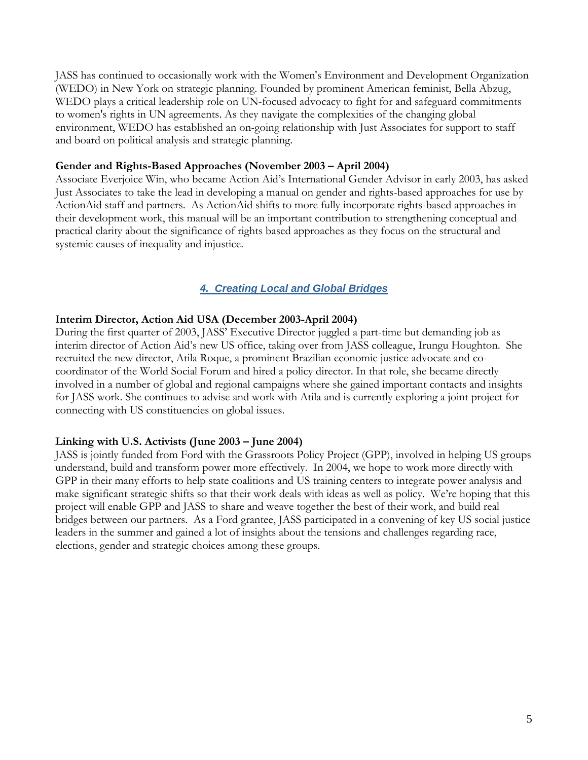JASS has continued to occasionally work with the Women's Environment and Development Organization (WEDO) in New York on strategic planning. Founded by prominent American feminist, Bella Abzug, WEDO plays a critical leadership role on UN-focused advocacy to fight for and safeguard commitments to women's rights in UN agreements. As they navigate the complexities of the changing global environment, WEDO has established an on-going relationship with Just Associates for support to staff and board on political analysis and strategic planning.

**Gender and Rights-Based Approaches (November 2003 – April 2004)**
Associate Everjoice Win, who became Action Aid's International Gender Advisor in early 2003, has asked Just Associates to take the lead in developing a manual on gender and rights-based approaches for use by ActionAid staff and partners. As ActionAid shifts to more fully incorporate rights-based approaches in their development work, this manual will be an important contribution to strengthening conceptual and practical clarity about the significance of rights based approaches as they focus on the structural and systemic causes of inequality and injustice.

## *4. Creating Local and Global Bridges*

**Interim Director, Action Aid USA (December 2003-April 2004)**
During the first quarter of 2003, JASS' Executive Director juggled a part-time but demanding job as interim director of Action Aid's new US office, taking over from JASS colleague, Irungu Houghton. She recruited the new director, Atila Roque, a prominent Brazilian economic justice advocate and co-coordinator of the World Social Forum and hired a policy director. In that role, she became directly involved in a number of global and regional campaigns where she gained important contacts and insights for JASS work. She continues to advise and work with Atila and is currently exploring a joint project for connecting with US constituencies on global issues.

**Linking with U.S. Activists (June 2003 – June 2004)**
JASS is jointly funded from Ford with the Grassroots Policy Project (GPP), involved in helping US groups understand, build and transform power more effectively. In 2004, we hope to work more directly with GPP in their many efforts to help state coalitions and US training centers to integrate power analysis and make significant strategic shifts so that their work deals with ideas as well as policy. We're hoping that this project will enable GPP and JASS to share and weave together the best of their work, and build real bridges between our partners. As a Ford grantee, JASS participated in a convening of key US social justice leaders in the summer and gained a lot of insights about the tensions and challenges regarding race, elections, gender and strategic choices among these groups.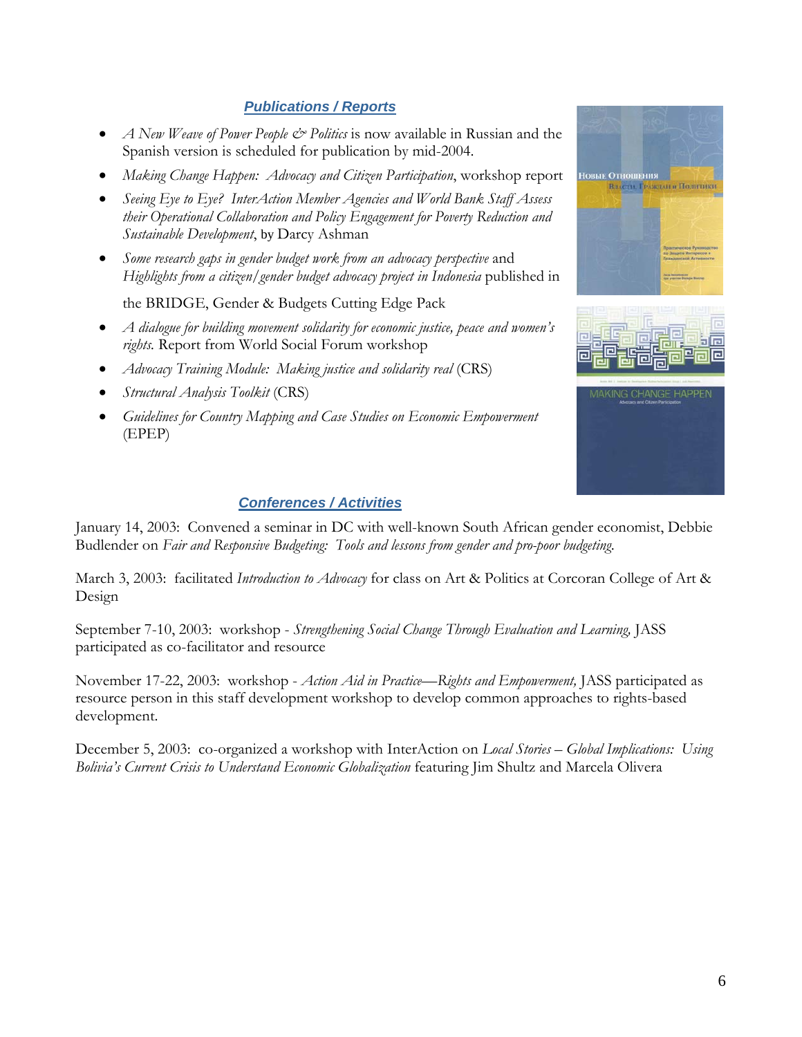## Publications / Reports

- *A New Weave of Power People & Politics* is now available in Russian and the Spanish version is scheduled for publication by mid-2004.
- *Making Change Happen: Advocacy and Citizen Participation*, workshop report
- *Seeing Eye to Eye? InterAction Member Agencies and World Bank Staff Assess their Operational Collaboration and Policy Engagement for Poverty Reduction and Sustainable Development*, by Darcy Ashman
- *Some research gaps in gender budget work from an advocacy perspective* and *Highlights from a citizen/gender budget advocacy project in Indonesia* published in

  the BRIDGE, Gender & Budgets Cutting Edge Pack
- *A dialogue for building movement solidarity for economic justice, peace and women's rights.* Report from World Social Forum workshop
- *Advocacy Training Module: Making justice and solidarity real* (CRS)
- *Structural Analysis Toolkit* (CRS)
- *Guidelines for Country Mapping and Case Studies on Economic Empowerment* (EPEP)

## Conferences / Activities

January 14, 2003: Convened a seminar in DC with well-known South African gender economist, Debbie Budlender on *Fair and Responsive Budgeting: Tools and lessons from gender and pro-poor budgeting.*

March 3, 2003: facilitated *Introduction to Advocacy* for class on Art & Politics at Corcoran College of Art & Design

September 7-10, 2003: workshop - *Strengthening Social Change Through Evaluation and Learning,* JASS participated as co-facilitator and resource

November 17-22, 2003: workshop - *Action Aid in Practice—Rights and Empowerment,* JASS participated as resource person in this staff development workshop to develop common approaches to rights-based development.

December 5, 2003: co-organized a workshop with InterAction on *Local Stories – Global Implications: Using Bolivia's Current Crisis to Understand Economic Globalization* featuring Jim Shultz and Marcela Olivera